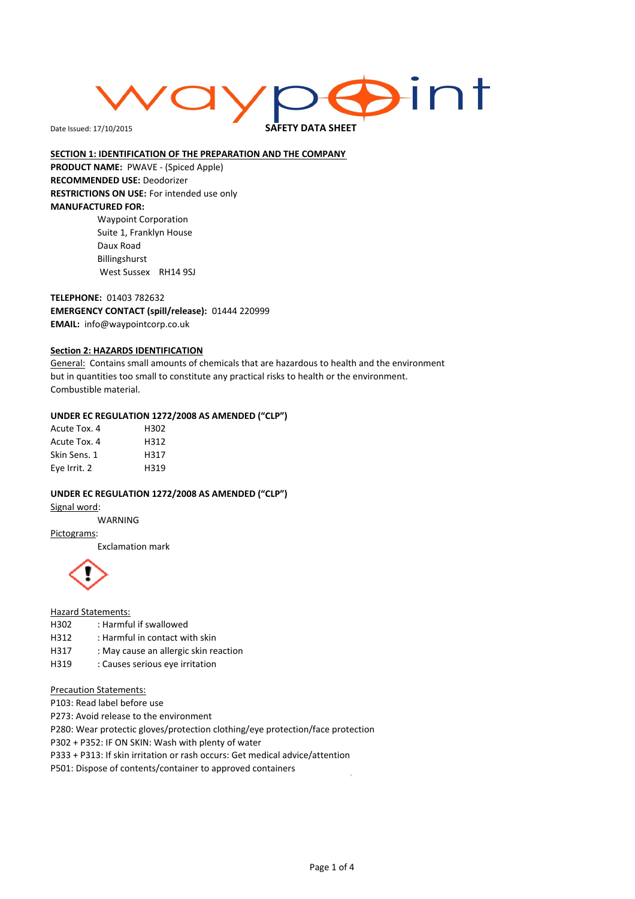Date Issued: 17/10/2015

**SAFETY DATA SHEET**

## SECTION 1: IDENTIFICATION OF THE PREPARATION AND THE COMPANY

**PRODUCT NAME:** PWAVE - (Spiced Apple)
**RECOMMENDED USE:** Deodorizer
**RESTRICTIONS ON USE:** For intended use only
**MANUFACTURED FOR:**

Waypoint Corporation
Suite 1, Franklyn House
Daux Road
Billingshurst
West Sussex RH14 9SJ

**TELEPHONE:** 01403 782632
**EMERGENCY CONTACT (spill/release):** 01444 220999
**EMAIL:** info@waypointcorp.co.uk

## Section 2: HAZARDS IDENTIFICATION

General: Contains small amounts of chemicals that are hazardous to health and the environment but in quantities too small to constitute any practical risks to health or the environment. Combustible material.

**UNDER EC REGULATION 1272/2008 AS AMENDED ("CLP")**

| | |
|---|---|
| Acute Tox. 4 | H302 |
| Acute Tox. 4 | H312 |
| Skin Sens. 1 | H317 |
| Eye Irrit. 2 | H319 |

**UNDER EC REGULATION 1272/2008 AS AMENDED ("CLP")**

Signal word:

WARNING

Pictograms:

Exclamation mark

Hazard Statements:

H302 : Harmful if swallowed
H312 : Harmful in contact with skin
H317 : May cause an allergic skin reaction
H319 : Causes serious eye irritation

Precaution Statements:

P103: Read label before use
P273: Avoid release to the environment
P280: Wear protectic gloves/protection clothing/eye protection/face protection
P302 + P352: IF ON SKIN: Wash with plenty of water
P333 + P313: If skin irritation or rash occurs: Get medical advice/attention
P501: Dispose of contents/container to approved containers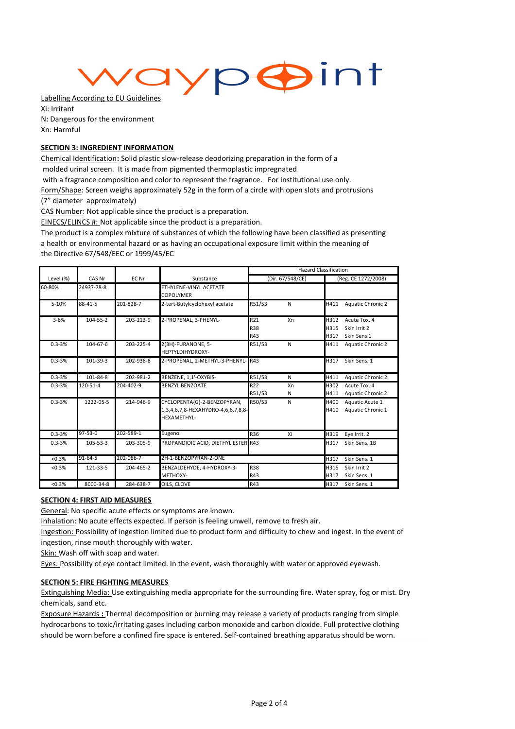waypoint

Labelling According to EU Guidelines

Xi: Irritant

N: Dangerous for the environment

Xn: Harmful

## SECTION 3: INGREDIENT INFORMATION

Chemical Identification**:** Solid plastic slow-release deodorizing preparation in the form of a molded urinal screen. It is made from pigmented thermoplastic impregnated with a fragrance composition and color to represent the fragrance. For institutional use only.

Form/Shape: Screen weighs approximately 52g in the form of a circle with open slots and protrusions (7" diameter approximately)

CAS Number: Not applicable since the product is a preparation.

EINECS/ELINCS #: Not applicable since the product is a preparation.

The product is a complex mixture of substances of which the following have been classified as presenting a health or environmental hazard or as having an occupational exposure limit within the meaning of the Directive 67/548/EEC or 1999/45/EC

| | | | | Hazard Classification | | | |
|---|---|---|---|---|---|---|---|
| Level (%) | CAS Nr | EC Nr | Substance | (Dir. 67/548/CE) | | (Reg. CE 1272/2008) | |
| 60-80% | 24937-78-8 | | ETHYLENE-VINYL ACETATE COPOLYMER | | | | |
| 5-10% | 88-41-5 | 201-828-7 | 2-tert-Butylcyclohexyl acetate | R51/53 | N | H411 | Aquatic Chronic 2 |
| 3-6% | 104-55-2 | 203-213-9 | 2-PROPENAL, 3-PHENYL- | R21<br>R38<br>R43 | Xn | H312<br>H315<br>H317 | Acute Tox. 4<br>Skin Irrit 2<br>Skin Sens 1 |
| 0.3-3% | 104-67-6 | 203-225-4 | 2(3H)-FURANONE, 5-HEPTYLDIHYDROXY- | R51/53 | N | H411 | Aquatic Chronic 2 |
| 0.3-3% | 101-39-3 | 202-938-8 | 2-PROPENAL, 2-METHYL-3-PHENYL- | R43 | | H317 | Skin Sens. 1 |
| 0.3-3% | 101-84-8 | 202-981-2 | BENZENE, 1,1'-OXYBIS- | R51/53 | N | H411 | Aquatic Chronic 2 |
| 0.3-3% | 120-51-4 | 204-402-9 | BENZYL BENZOATE | R22<br>R51/53 | Xn<br>N | H302<br>H411 | Acute Tox. 4<br>Aquatic Chronic 2 |
| 0.3-3% | 1222-05-5 | 214-946-9 | CYCLOPENTA(G)-2-BENZOPYRAN, 1,3,4,6,7,8-HEXAHYDRO-4,6,6,7,8,8-HEXAMETHYL- | R50/53 | N | H400<br>H410 | Aquatic Acute 1<br>Aquatic Chronic 1 |
| 0.3-3% | 97-53-0 | 202-589-1 | Eugenol | R36 | Xi | H319 | Eye Irrit. 2 |
| 0.3-3% | 105-53-3 | 203-305-9 | PROPANDIOIC ACID, DIETHYL ESTER | R43 | | H317 | Skin Sens. 1B |
| <0.3% | 91-64-5 | 202-086-7 | 2H-1-BENZOPYRAN-2-ONE | | | H317 | Skin Sens. 1 |
| <0.3% | 121-33-5 | 204-465-2 | BENZALDEHYDE, 4-HYDROXY-3-METHOXY- | R38<br>R43 | | H315<br>H317 | Skin Irrit 2<br>Skin Sens. 1 |
| <0.3% | 8000-34-8 | 284-638-7 | OILS, CLOVE | R43 | | H317 | Skin Sens. 1 |

## SECTION 4: FIRST AID MEASURES

General: No specific acute effects or symptoms are known.

Inhalation: No acute effects expected. If person is feeling unwell, remove to fresh air.

Ingestion: Possibility of ingestion limited due to product form and difficulty to chew and ingest. In the event of ingestion, rinse mouth thoroughly with water.

Skin: Wash off with soap and water.

Eyes: Possibility of eye contact limited. In the event, wash thoroughly with water or approved eyewash.

## SECTION 5: FIRE FIGHTING MEASURES

Extinguishing Media: Use extinguishing media appropriate for the surrounding fire. Water spray, fog or mist. Dry chemicals, sand etc.

Exposure Hazards **:** Thermal decomposition or burning may release a variety of products ranging from simple hydrocarbons to toxic/irritating gases including carbon monoxide and carbon dioxide. Full protective clothing should be worn before a confined fire space is entered. Self-contained breathing apparatus should be worn.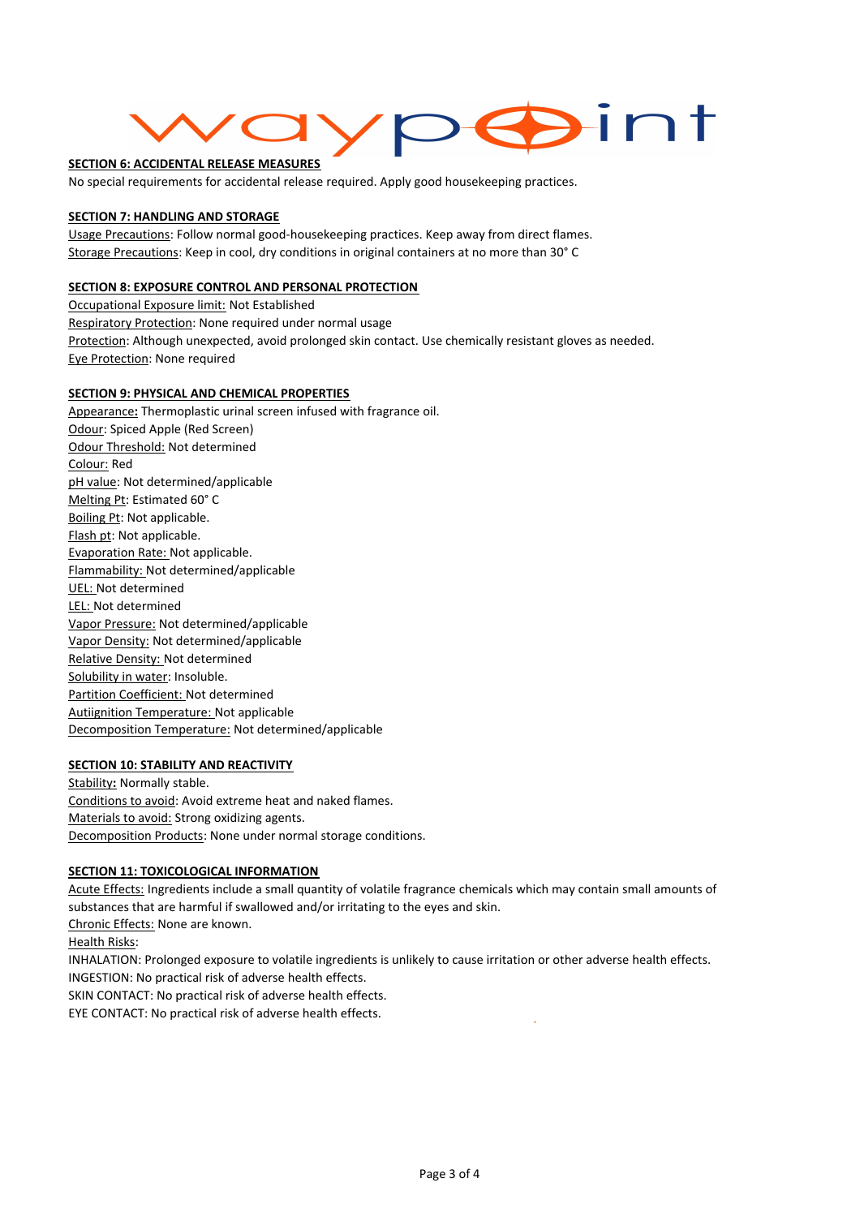## SECTION 6: ACCIDENTAL RELEASE MEASURES

No special requirements for accidental release required. Apply good housekeeping practices.

## SECTION 7: HANDLING AND STORAGE

Usage Precautions: Follow normal good-housekeeping practices. Keep away from direct flames.
Storage Precautions: Keep in cool, dry conditions in original containers at no more than 30° C

## SECTION 8: EXPOSURE CONTROL AND PERSONAL PROTECTION

Occupational Exposure limit: Not Established
Respiratory Protection: None required under normal usage
Protection: Although unexpected, avoid prolonged skin contact. Use chemically resistant gloves as needed.
Eye Protection: None required

## SECTION 9: PHYSICAL AND CHEMICAL PROPERTIES

Appearance: Thermoplastic urinal screen infused with fragrance oil.
Odour: Spiced Apple (Red Screen)
Odour Threshold: Not determined
Colour: Red
pH value: Not determined/applicable
Melting Pt: Estimated 60° C
Boiling Pt: Not applicable.
Flash pt: Not applicable.
Evaporation Rate: Not applicable.
Flammability: Not determined/applicable
UEL: Not determined
LEL: Not determined
Vapor Pressure: Not determined/applicable
Vapor Density: Not determined/applicable
Relative Density: Not determined
Solubility in water: Insoluble.
Partition Coefficient: Not determined
Autiignition Temperature: Not applicable
Decomposition Temperature: Not determined/applicable

## SECTION 10: STABILITY AND REACTIVITY

Stability: Normally stable.
Conditions to avoid: Avoid extreme heat and naked flames.
Materials to avoid: Strong oxidizing agents.
Decomposition Products: None under normal storage conditions.

## SECTION 11: TOXICOLOGICAL INFORMATION

Acute Effects: Ingredients include a small quantity of volatile fragrance chemicals which may contain small amounts of substances that are harmful if swallowed and/or irritating to the eyes and skin.
Chronic Effects: None are known.
Health Risks:
INHALATION: Prolonged exposure to volatile ingredients is unlikely to cause irritation or other adverse health effects.
INGESTION: No practical risk of adverse health effects.
SKIN CONTACT: No practical risk of adverse health effects.
EYE CONTACT: No practical risk of adverse health effects.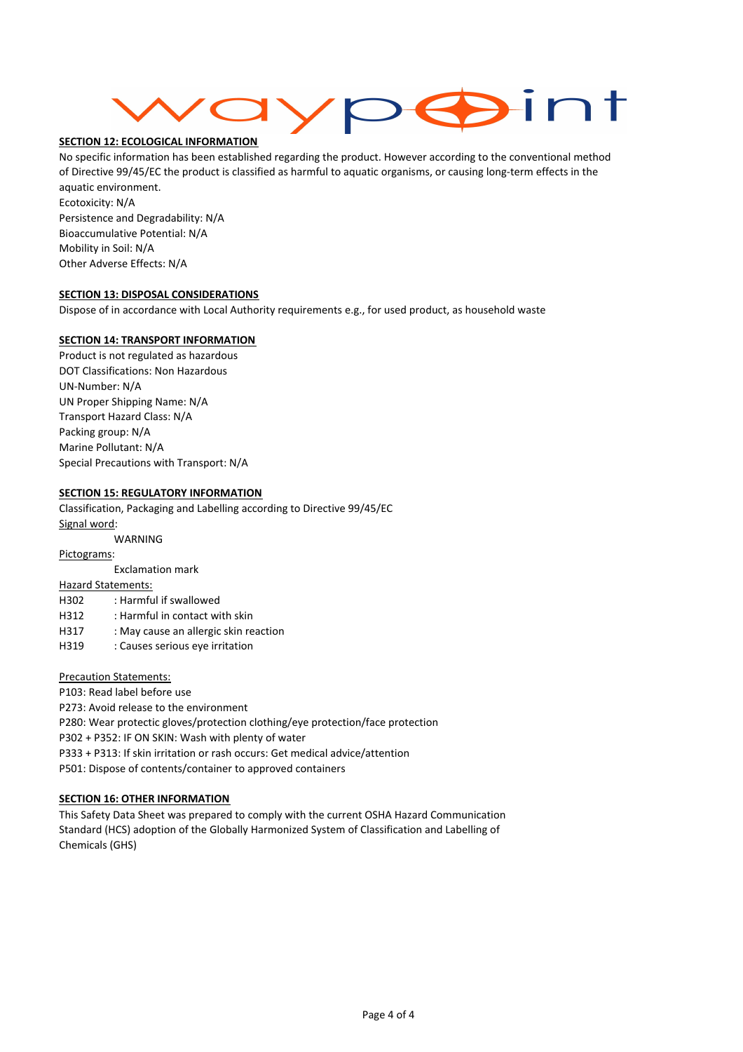## SECTION 12: ECOLOGICAL INFORMATION

No specific information has been established regarding the product. However according to the conventional method of Directive 99/45/EC the product is classified as harmful to aquatic organisms, or causing long-term effects in the aquatic environment.

Ecotoxicity: N/A
Persistence and Degradability: N/A
Bioaccumulative Potential: N/A
Mobility in Soil: N/A
Other Adverse Effects: N/A

## SECTION 13: DISPOSAL CONSIDERATIONS

Dispose of in accordance with Local Authority requirements e.g., for used product, as household waste

## SECTION 14: TRANSPORT INFORMATION

Product is not regulated as hazardous
DOT Classifications: Non Hazardous
UN-Number: N/A
UN Proper Shipping Name: N/A
Transport Hazard Class: N/A
Packing group: N/A
Marine Pollutant: N/A
Special Precautions with Transport: N/A

## SECTION 15: REGULATORY INFORMATION

Classification, Packaging and Labelling according to Directive 99/45/EC

Signal word:

WARNING

Pictograms:

Exclamation mark

Hazard Statements:

H302 : Harmful if swallowed
H312 : Harmful in contact with skin
H317 : May cause an allergic skin reaction
H319 : Causes serious eye irritation

Precaution Statements:

P103: Read label before use
P273: Avoid release to the environment
P280: Wear protectic gloves/protection clothing/eye protection/face protection
P302 + P352: IF ON SKIN: Wash with plenty of water
P333 + P313: If skin irritation or rash occurs: Get medical advice/attention
P501: Dispose of contents/container to approved containers

## SECTION 16: OTHER INFORMATION

This Safety Data Sheet was prepared to comply with the current OSHA Hazard Communication Standard (HCS) adoption of the Globally Harmonized System of Classification and Labelling of Chemicals (GHS)